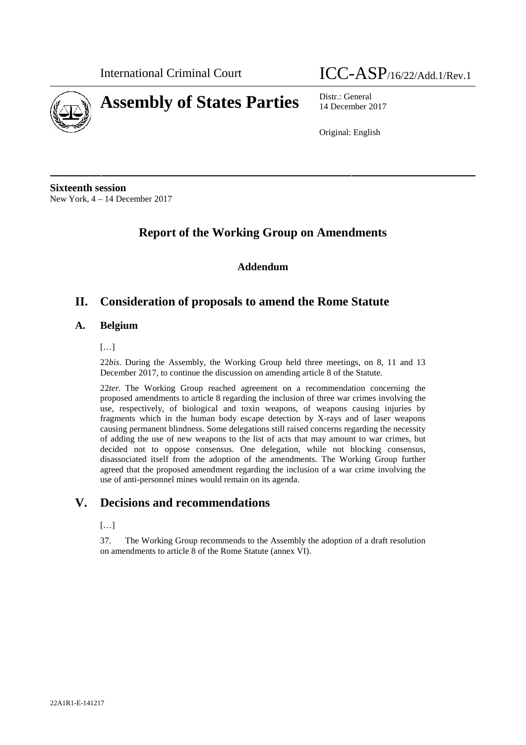International Criminal Court

ICC-ASP/16/22/Add.1/Rev.1

# Assembly of States Parties

Distr.: General
14 December 2017

Original: English

**Sixteenth session**
New York, 4 – 14 December 2017

# Report of the Working Group on Amendments

### Addendum

## II. Consideration of proposals to amend the Rome Statute

### A. Belgium

[…]

22*bis*. During the Assembly, the Working Group held three meetings, on 8, 11 and 13 December 2017, to continue the discussion on amending article 8 of the Statute.

22*ter*. The Working Group reached agreement on a recommendation concerning the proposed amendments to article 8 regarding the inclusion of three war crimes involving the use, respectively, of biological and toxin weapons, of weapons causing injuries by fragments which in the human body escape detection by X-rays and of laser weapons causing permanent blindness. Some delegations still raised concerns regarding the necessity of adding the use of new weapons to the list of acts that may amount to war crimes, but decided not to oppose consensus. One delegation, while not blocking consensus, disassociated itself from the adoption of the amendments. The Working Group further agreed that the proposed amendment regarding the inclusion of a war crime involving the use of anti-personnel mines would remain on its agenda.

## V. Decisions and recommendations

[…]

37. The Working Group recommends to the Assembly the adoption of a draft resolution on amendments to article 8 of the Rome Statute (annex VI).

22A1R1-E-141217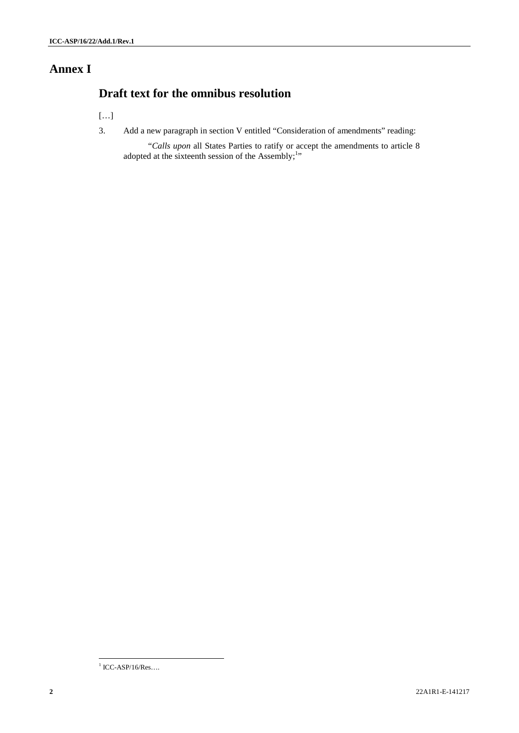# Annex I

## Draft text for the omnibus resolution

[…]

3. Add a new paragraph in section V entitled "Consideration of amendments" reading:

"*Calls upon* all States Parties to ratify or accept the amendments to article 8 adopted at the sixteenth session of the Assembly;[1]"

[1] ICC-ASP/16/Res….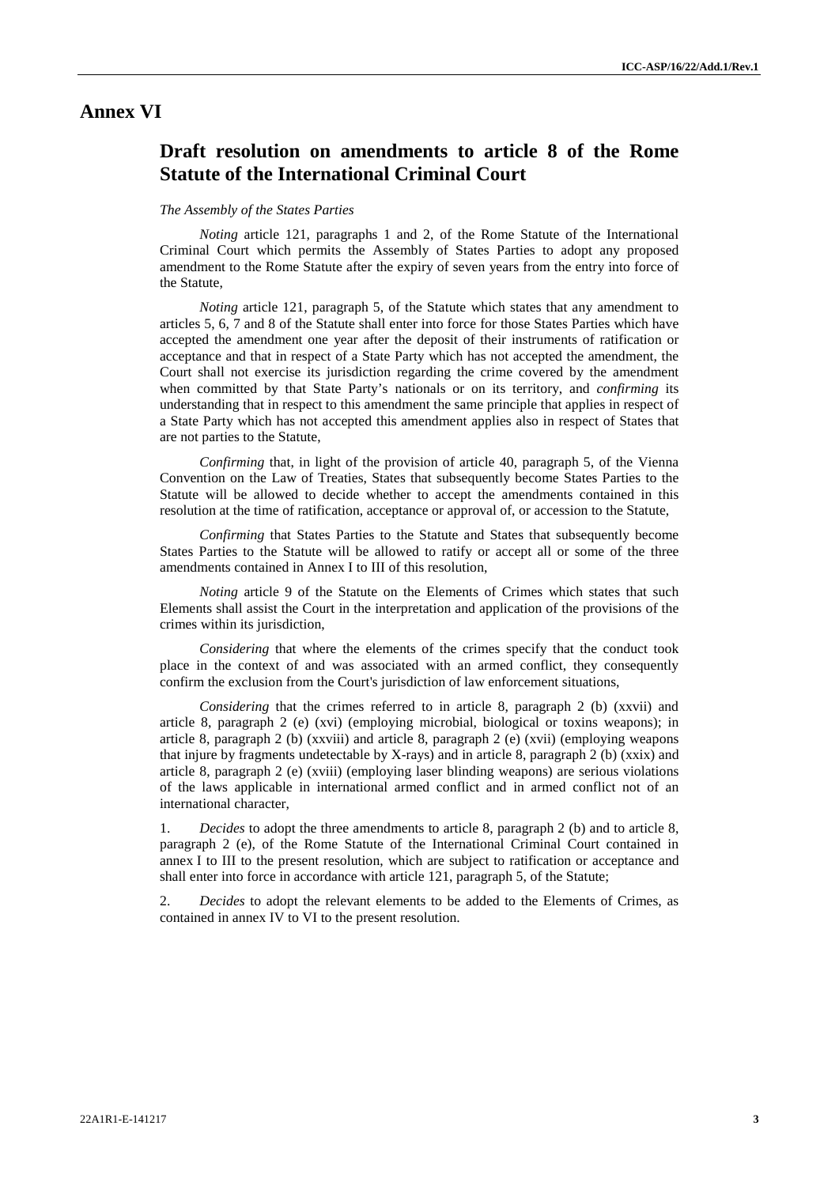# Annex VI

## Draft resolution on amendments to article 8 of the Rome Statute of the International Criminal Court

*The Assembly of the States Parties*

*Noting* article 121, paragraphs 1 and 2, of the Rome Statute of the International Criminal Court which permits the Assembly of States Parties to adopt any proposed amendment to the Rome Statute after the expiry of seven years from the entry into force of the Statute,

*Noting* article 121, paragraph 5, of the Statute which states that any amendment to articles 5, 6, 7 and 8 of the Statute shall enter into force for those States Parties which have accepted the amendment one year after the deposit of their instruments of ratification or acceptance and that in respect of a State Party which has not accepted the amendment, the Court shall not exercise its jurisdiction regarding the crime covered by the amendment when committed by that State Party's nationals or on its territory, and *confirming* its understanding that in respect to this amendment the same principle that applies in respect of a State Party which has not accepted this amendment applies also in respect of States that are not parties to the Statute,

*Confirming* that, in light of the provision of article 40, paragraph 5, of the Vienna Convention on the Law of Treaties, States that subsequently become States Parties to the Statute will be allowed to decide whether to accept the amendments contained in this resolution at the time of ratification, acceptance or approval of, or accession to the Statute,

*Confirming* that States Parties to the Statute and States that subsequently become States Parties to the Statute will be allowed to ratify or accept all or some of the three amendments contained in Annex I to III of this resolution,

*Noting* article 9 of the Statute on the Elements of Crimes which states that such Elements shall assist the Court in the interpretation and application of the provisions of the crimes within its jurisdiction,

*Considering* that where the elements of the crimes specify that the conduct took place in the context of and was associated with an armed conflict, they consequently confirm the exclusion from the Court's jurisdiction of law enforcement situations,

*Considering* that the crimes referred to in article 8, paragraph 2 (b) (xxvii) and article 8, paragraph 2 (e) (xvi) (employing microbial, biological or toxins weapons); in article 8, paragraph 2 (b) (xxviii) and article 8, paragraph 2 (e) (xvii) (employing weapons that injure by fragments undetectable by X-rays) and in article 8, paragraph 2 (b) (xxix) and article 8, paragraph 2 (e) (xviii) (employing laser blinding weapons) are serious violations of the laws applicable in international armed conflict and in armed conflict not of an international character,

1. *Decides* to adopt the three amendments to article 8, paragraph 2 (b) and to article 8, paragraph 2 (e), of the Rome Statute of the International Criminal Court contained in annex I to III to the present resolution, which are subject to ratification or acceptance and shall enter into force in accordance with article 121, paragraph 5, of the Statute;

2. *Decides* to adopt the relevant elements to be added to the Elements of Crimes, as contained in annex IV to VI to the present resolution.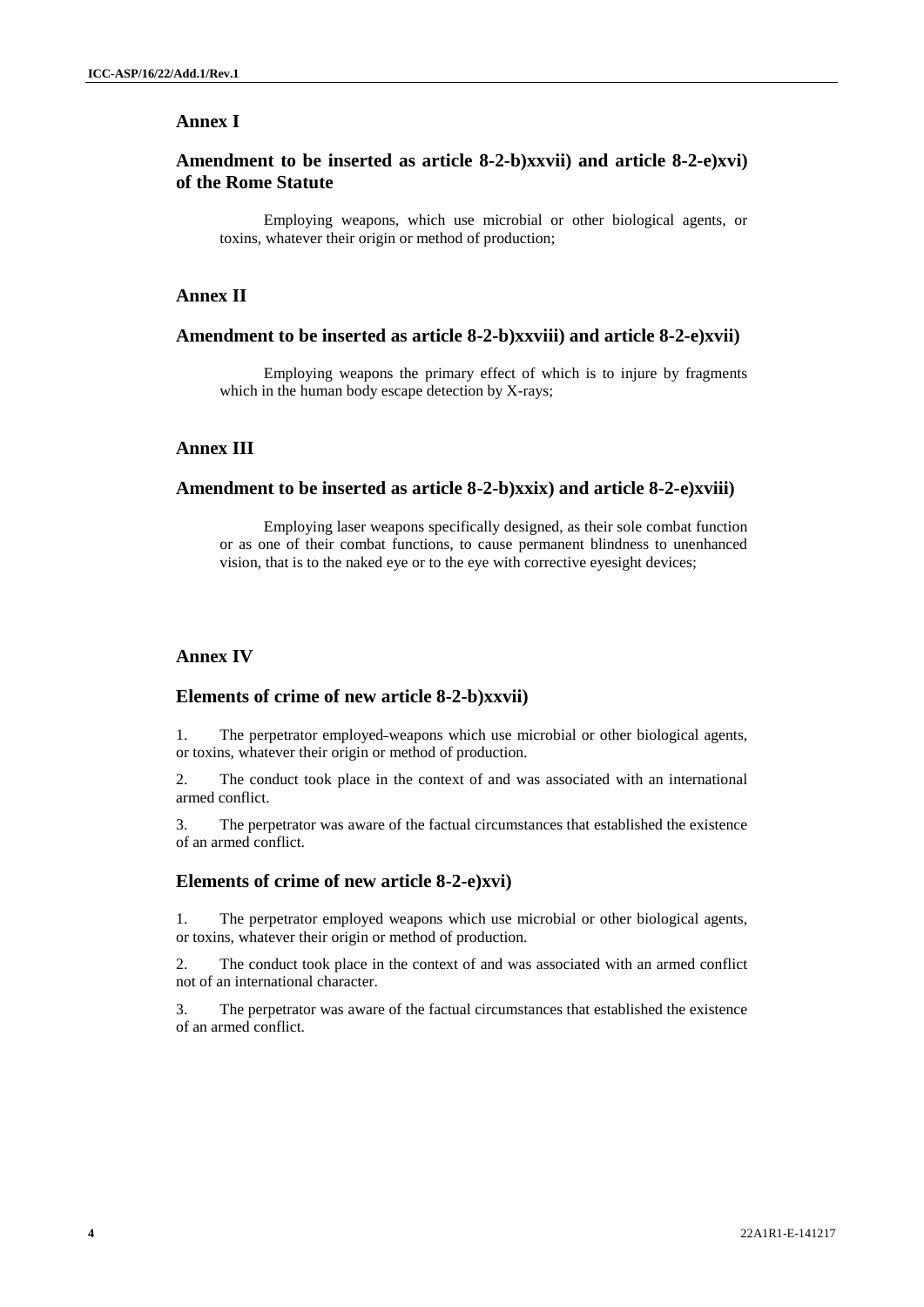## Annex I

### Amendment to be inserted as article 8-2-b)xxvii) and article 8-2-e)xvi) of the Rome Statute

Employing weapons, which use microbial or other biological agents, or toxins, whatever their origin or method of production;

## Annex II

### Amendment to be inserted as article 8-2-b)xxviii) and article 8-2-e)xvii)

Employing weapons the primary effect of which is to injure by fragments which in the human body escape detection by X-rays;

## Annex III

### Amendment to be inserted as article 8-2-b)xxix) and article 8-2-e)xviii)

Employing laser weapons specifically designed, as their sole combat function or as one of their combat functions, to cause permanent blindness to unenhanced vision, that is to the naked eye or to the eye with corrective eyesight devices;

## Annex IV

### Elements of crime of new article 8-2-b)xxvii)

1. The perpetrator employed weapons which use microbial or other biological agents, or toxins, whatever their origin or method of production.

2. The conduct took place in the context of and was associated with an international armed conflict.

3. The perpetrator was aware of the factual circumstances that established the existence of an armed conflict.

### Elements of crime of new article 8-2-e)xvi)

1. The perpetrator employed weapons which use microbial or other biological agents, or toxins, whatever their origin or method of production.

2. The conduct took place in the context of and was associated with an armed conflict not of an international character.

3. The perpetrator was aware of the factual circumstances that established the existence of an armed conflict.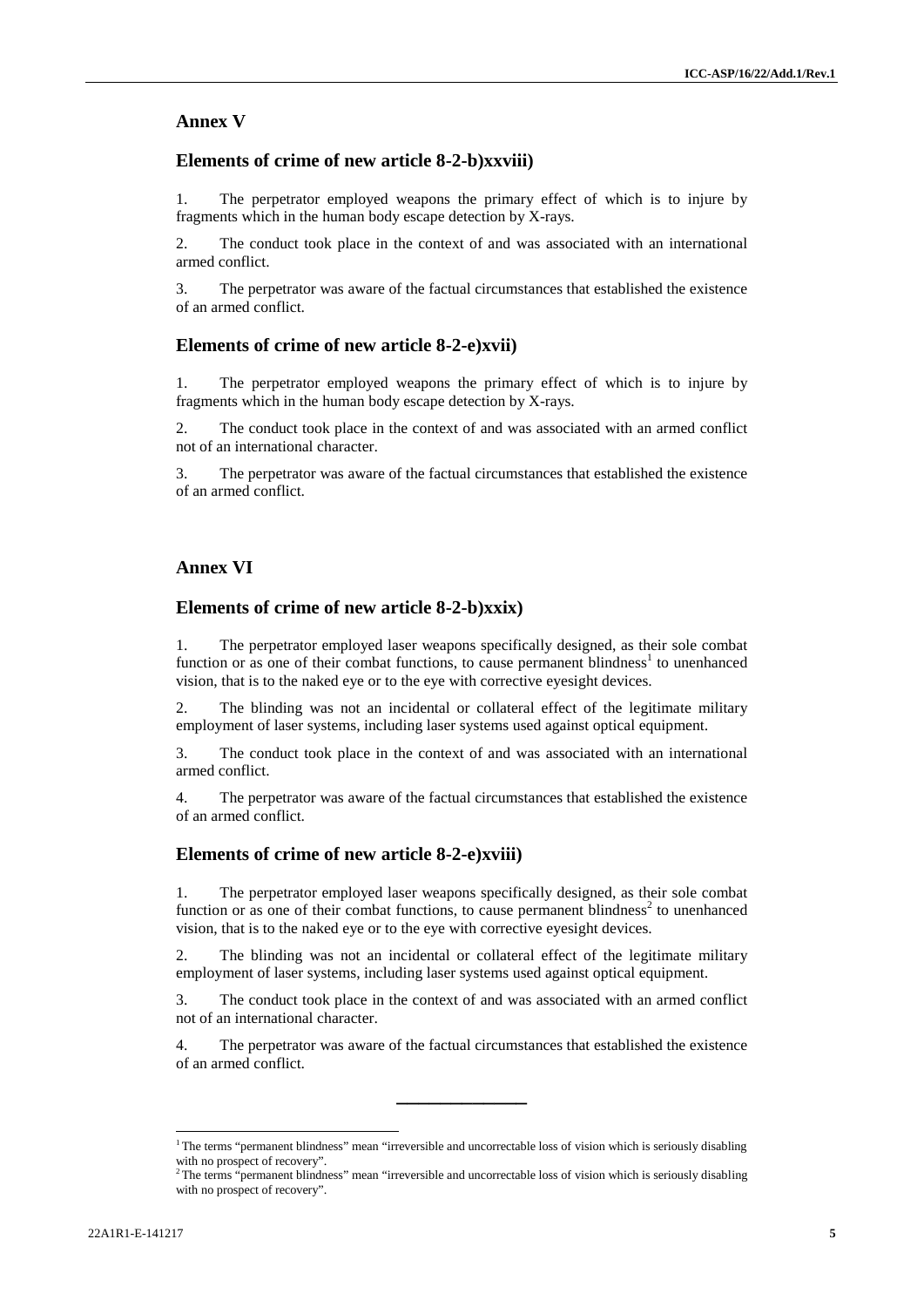## Annex V

### Elements of crime of new article 8-2-b)xxviii)

1. The perpetrator employed weapons the primary effect of which is to injure by fragments which in the human body escape detection by X-rays.

2. The conduct took place in the context of and was associated with an international armed conflict.

3. The perpetrator was aware of the factual circumstances that established the existence of an armed conflict.

### Elements of crime of new article 8-2-e)xvii)

1. The perpetrator employed weapons the primary effect of which is to injure by fragments which in the human body escape detection by X-rays.

2. The conduct took place in the context of and was associated with an armed conflict not of an international character.

3. The perpetrator was aware of the factual circumstances that established the existence of an armed conflict.

## Annex VI

### Elements of crime of new article 8-2-b)xxix)

1. The perpetrator employed laser weapons specifically designed, as their sole combat function or as one of their combat functions, to cause permanent blindness[1] to unenhanced vision, that is to the naked eye or to the eye with corrective eyesight devices.

2. The blinding was not an incidental or collateral effect of the legitimate military employment of laser systems, including laser systems used against optical equipment.

3. The conduct took place in the context of and was associated with an international armed conflict.

4. The perpetrator was aware of the factual circumstances that established the existence of an armed conflict.

### Elements of crime of new article 8-2-e)xviii)

1. The perpetrator employed laser weapons specifically designed, as their sole combat function or as one of their combat functions, to cause permanent blindness[2] to unenhanced vision, that is to the naked eye or to the eye with corrective eyesight devices.

2. The blinding was not an incidental or collateral effect of the legitimate military employment of laser systems, including laser systems used against optical equipment.

3. The conduct took place in the context of and was associated with an armed conflict not of an international character.

4. The perpetrator was aware of the factual circumstances that established the existence of an armed conflict.

---

[1] The terms "permanent blindness" mean "irreversible and uncorrectable loss of vision which is seriously disabling with no prospect of recovery".

[2] The terms "permanent blindness" mean "irreversible and uncorrectable loss of vision which is seriously disabling with no prospect of recovery".